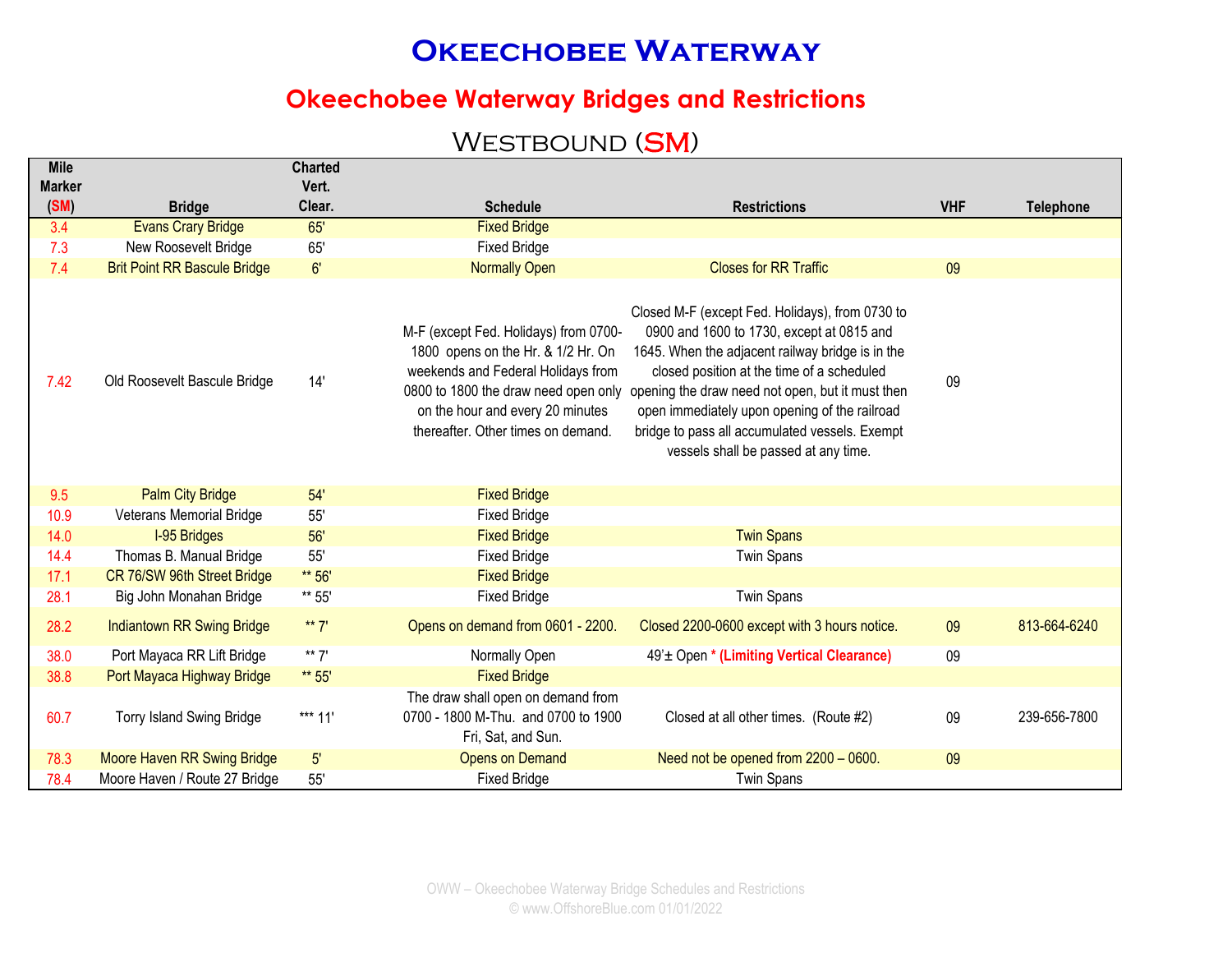# Okeechobee Waterway

## Okeechobee Waterway Bridges and Restrictions

### Westbound (SM)

| Mile Marker (SM) | Bridge | Charted Vert. Clear. | Schedule | Restrictions | VHF | Telephone |
|---|---|---|---|---|---|---|
| 3.4 | Evans Crary Bridge | 65' | Fixed Bridge | | | |
| 7.3 | New Roosevelt Bridge | 65' | Fixed Bridge | | | |
| 7.4 | Brit Point RR Bascule Bridge | 6' | Normally Open | Closes for RR Traffic | 09 | |
| 7.42 | Old Roosevelt Bascule Bridge | 14' | M-F (except Fed. Holidays) from 0700-1800 opens on the Hr. & 1/2 Hr. On weekends and Federal Holidays from 0800 to 1800 the draw need open only on the hour and every 20 minutes thereafter. Other times on demand. | Closed M-F (except Fed. Holidays), from 0730 to 0900 and 1600 to 1730, except at 0815 and 1645. When the adjacent railway bridge is in the closed position at the time of a scheduled opening the draw need not open, but it must then open immediately upon opening of the railroad bridge to pass all accumulated vessels. Exempt vessels shall be passed at any time. | 09 | |
| 9.5 | Palm City Bridge | 54' | Fixed Bridge | | | |
| 10.9 | Veterans Memorial Bridge | 55' | Fixed Bridge | | | |
| 14.0 | I-95 Bridges | 56' | Fixed Bridge | Twin Spans | | |
| 14.4 | Thomas B. Manual Bridge | 55' | Fixed Bridge | Twin Spans | | |
| 17.1 | CR 76/SW 96th Street Bridge | ** 56' | Fixed Bridge | | | |
| 28.1 | Big John Monahan Bridge | ** 55' | Fixed Bridge | Twin Spans | | |
| 28.2 | Indiantown RR Swing Bridge | ** 7' | Opens on demand from 0601 - 2200. | Closed 2200-0600 except with 3 hours notice. | 09 | 813-664-6240 |
| 38.0 | Port Mayaca RR Lift Bridge | ** 7' | Normally Open | 49'± Open **\* (Limiting Vertical Clearance)** | 09 | |
| 38.8 | Port Mayaca Highway Bridge | ** 55' | Fixed Bridge | | | |
| 60.7 | Torry Island Swing Bridge | *** 11' | The draw shall open on demand from 0700 - 1800 M-Thu. and 0700 to 1900 Fri, Sat, and Sun. | Closed at all other times. (Route #2) | 09 | 239-656-7800 |
| 78.3 | Moore Haven RR Swing Bridge | 5' | Opens on Demand | Need not be opened from 2200 – 0600. | 09 | |
| 78.4 | Moore Haven / Route 27 Bridge | 55' | Fixed Bridge | Twin Spans | | |

OWW – Okeechobee Waterway Bridge Schedules and Restrictions
© www.OffshoreBlue.com 01/01/2022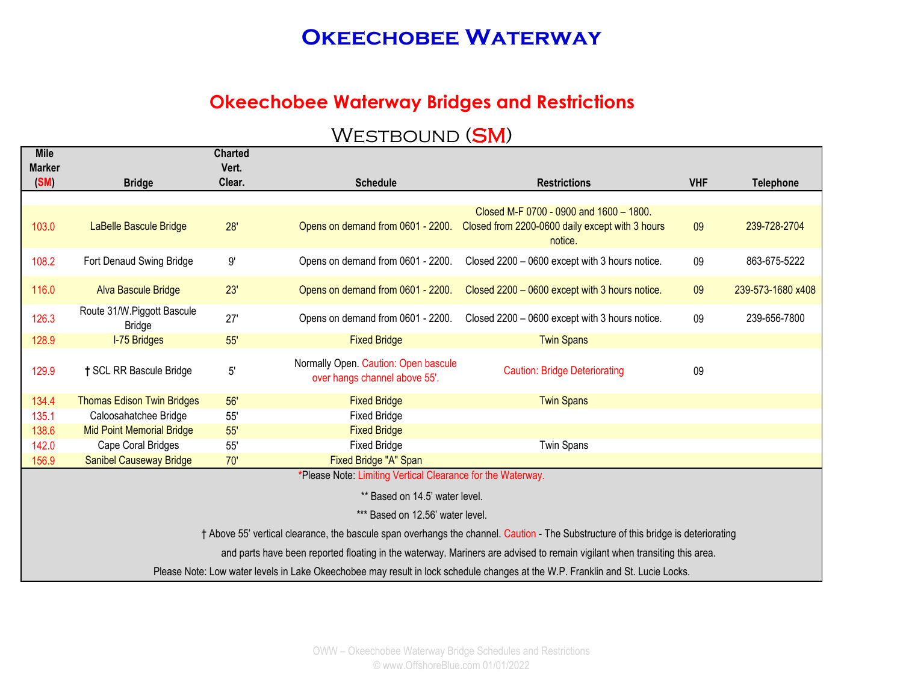# Okeechobee Waterway

## Okeechobee Waterway Bridges and Restrictions

### Westbound (SM)

| Mile Marker (SM) | Bridge | Charted Vert. Clear. | Schedule | Restrictions | VHF | Telephone |
|---|---|---|---|---|---|---|
| 103.0 | LaBelle Bascule Bridge | 28' | Opens on demand from 0601 - 2200. | Closed M-F 0700 - 0900 and 1600 – 1800. Closed from 2200-0600 daily except with 3 hours notice. | 09 | 239-728-2704 |
| 108.2 | Fort Denaud Swing Bridge | 9' | Opens on demand from 0601 - 2200. | Closed 2200 – 0600 except with 3 hours notice. | 09 | 863-675-5222 |
| 116.0 | Alva Bascule Bridge | 23' | Opens on demand from 0601 - 2200. | Closed 2200 – 0600 except with 3 hours notice. | 09 | 239-573-1680 x408 |
| 126.3 | Route 31/W.Piggott Bascule Bridge | 27' | Opens on demand from 0601 - 2200. | Closed 2200 – 0600 except with 3 hours notice. | 09 | 239-656-7800 |
| 128.9 | I-75 Bridges | 55' | Fixed Bridge | Twin Spans | | |
| 129.9 | † SCL RR Bascule Bridge | 5' | Normally Open. Caution: Open bascule over hangs channel above 55'. | Caution: Bridge Deteriorating | 09 | |
| 134.4 | Thomas Edison Twin Bridges | 56' | Fixed Bridge | Twin Spans | | |
| 135.1 | Caloosahatchee Bridge | 55' | Fixed Bridge | | | |
| 138.6 | Mid Point Memorial Bridge | 55' | Fixed Bridge | | | |
| 142.0 | Cape Coral Bridges | 55' | Fixed Bridge | Twin Spans | | |
| 156.9 | Sanibel Causeway Bridge | 70' | Fixed Bridge "A" Span | | | |

*Please Note: Limiting Vertical Clearance for the Waterway.

** Based on 14.5' water level.

*** Based on 12.56' water level.

† Above 55' vertical clearance, the bascule span overhangs the channel. Caution - The Substructure of this bridge is deteriorating and parts have been reported floating in the waterway. Mariners are advised to remain vigilant when transiting this area.

Please Note: Low water levels in Lake Okeechobee may result in lock schedule changes at the W.P. Franklin and St. Lucie Locks.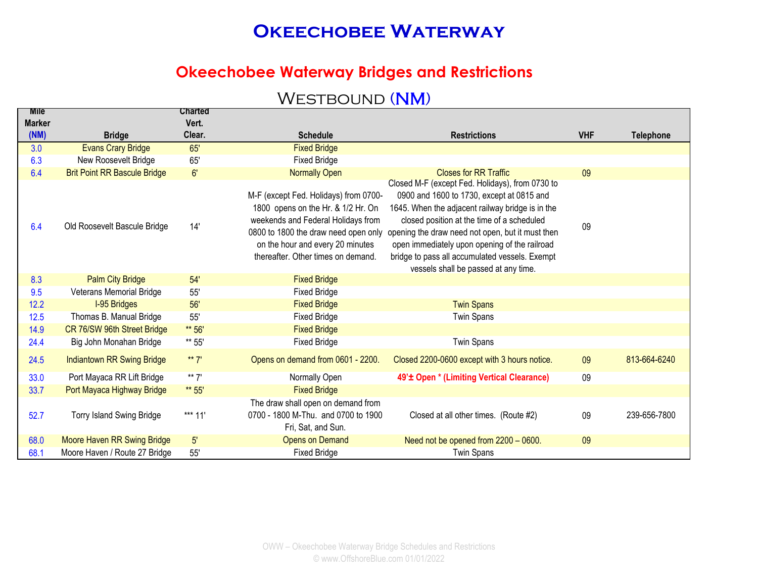# Okeechobee Waterway

## Okeechobee Waterway Bridges and Restrictions

### Westbound (NM)

| Mile Marker (NM) | Bridge | Charted Vert. Clear. | Schedule | Restrictions | VHF | Telephone |
|---|---|---|---|---|---|---|
| 3.0 | Evans Crary Bridge | 65' | Fixed Bridge | | | |
| 6.3 | New Roosevelt Bridge | 65' | Fixed Bridge | | | |
| 6.4 | Brit Point RR Bascule Bridge | 6' | Normally Open | Closes for RR Traffic | 09 | |
| 6.4 | Old Roosevelt Bascule Bridge | 14' | M-F (except Fed. Holidays) from 0700-1800 opens on the Hr. & 1/2 Hr. On weekends and Federal Holidays from 0800 to 1800 the draw need open only on the hour and every 20 minutes thereafter. Other times on demand. | Closed M-F (except Fed. Holidays), from 0730 to 0900 and 1600 to 1730, except at 0815 and 1645. When the adjacent railway bridge is in the closed position at the time of a scheduled opening the draw need not open, but it must then open immediately upon opening of the railroad bridge to pass all accumulated vessels. Exempt vessels shall be passed at any time. | 09 | |
| 8.3 | Palm City Bridge | 54' | Fixed Bridge | | | |
| 9.5 | Veterans Memorial Bridge | 55' | Fixed Bridge | | | |
| 12.2 | I-95 Bridges | 56' | Fixed Bridge | Twin Spans | | |
| 12.5 | Thomas B. Manual Bridge | 55' | Fixed Bridge | Twin Spans | | |
| 14.9 | CR 76/SW 96th Street Bridge | ** 56' | Fixed Bridge | | | |
| 24.4 | Big John Monahan Bridge | ** 55' | Fixed Bridge | Twin Spans | | |
| 24.5 | Indiantown RR Swing Bridge | ** 7' | Opens on demand from 0601 - 2200. | Closed 2200-0600 except with 3 hours notice. | 09 | 813-664-6240 |
| 33.0 | Port Mayaca RR Lift Bridge | ** 7' | Normally Open | **49'± Open * (Limiting Vertical Clearance)** | 09 | |
| 33.7 | Port Mayaca Highway Bridge | ** 55' | Fixed Bridge | | | |
| 52.7 | Torry Island Swing Bridge | *** 11' | The draw shall open on demand from 0700 - 1800 M-Thu. and 0700 to 1900 Fri, Sat, and Sun. | Closed at all other times. (Route #2) | 09 | 239-656-7800 |
| 68.0 | Moore Haven RR Swing Bridge | 5' | Opens on Demand | Need not be opened from 2200 – 0600. | 09 | |
| 68.1 | Moore Haven / Route 27 Bridge | 55' | Fixed Bridge | Twin Spans | | |

OWW – Okeechobee Waterway Bridge Schedules and Restrictions
© www.OffshoreBlue.com 01/01/2022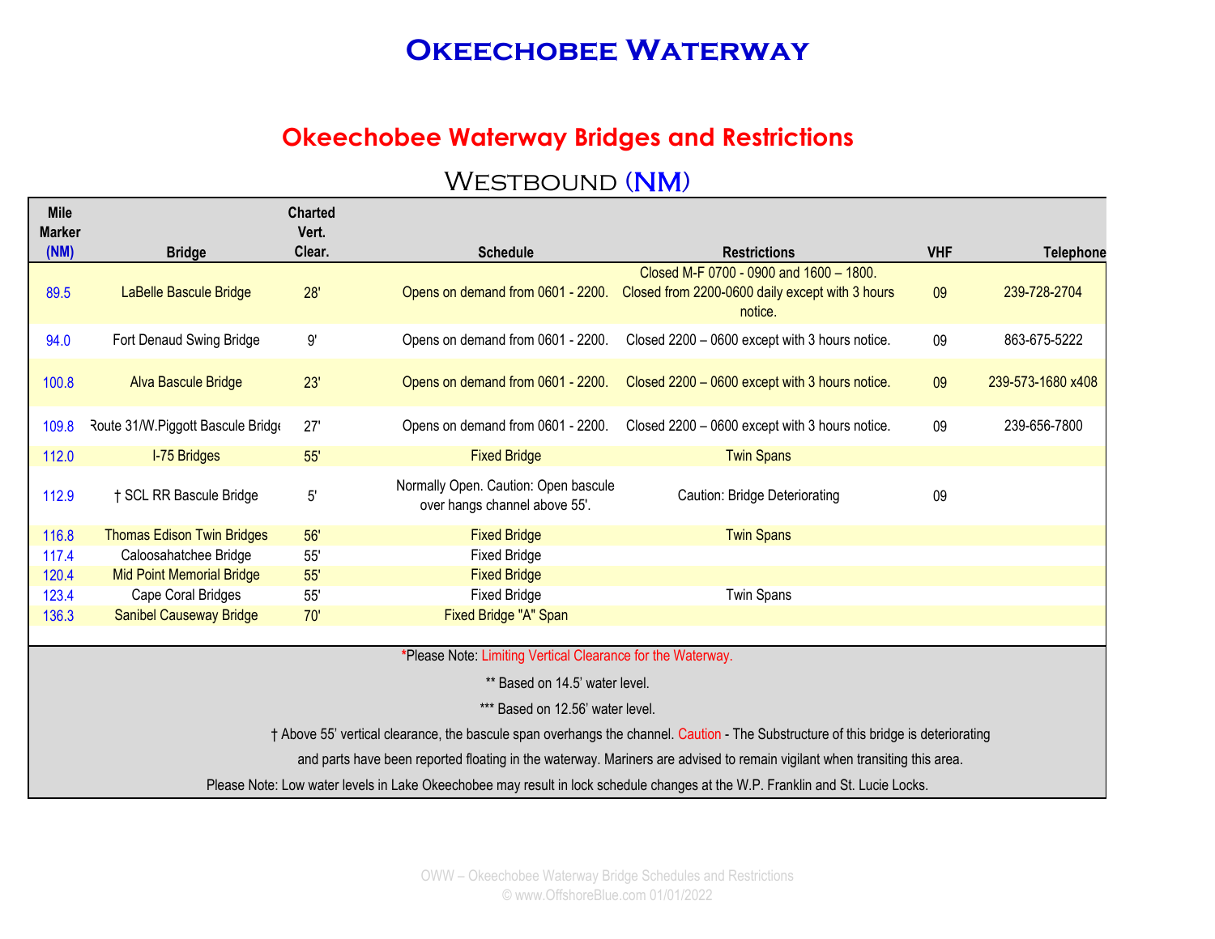# Okeechobee Waterway

## Okeechobee Waterway Bridges and Restrictions

### Westbound (NM)

| Mile Marker (NM) | Bridge | Charted Vert. Clear. | Schedule | Restrictions | VHF | Telephone |
|---|---|---|---|---|---|---|
| 89.5 | LaBelle Bascule Bridge | 28' | Opens on demand from 0601 - 2200. | Closed M-F 0700 - 0900 and 1600 – 1800. Closed from 2200-0600 daily except with 3 hours notice. | 09 | 239-728-2704 |
| 94.0 | Fort Denaud Swing Bridge | 9' | Opens on demand from 0601 - 2200. | Closed 2200 – 0600 except with 3 hours notice. | 09 | 863-675-5222 |
| 100.8 | Alva Bascule Bridge | 23' | Opens on demand from 0601 - 2200. | Closed 2200 – 0600 except with 3 hours notice. | 09 | 239-573-1680 x408 |
| 109.8 | Route 31/W.Piggott Bascule Bridge | 27' | Opens on demand from 0601 - 2200. | Closed 2200 – 0600 except with 3 hours notice. | 09 | 239-656-7800 |
| 112.0 | I-75 Bridges | 55' | Fixed Bridge | Twin Spans | | |
| 112.9 | † SCL RR Bascule Bridge | 5' | Normally Open. Caution: Open bascule over hangs channel above 55'. | Caution: Bridge Deteriorating | 09 | |
| 116.8 | Thomas Edison Twin Bridges | 56' | Fixed Bridge | Twin Spans | | |
| 117.4 | Caloosahatchee Bridge | 55' | Fixed Bridge | | | |
| 120.4 | Mid Point Memorial Bridge | 55' | Fixed Bridge | | | |
| 123.4 | Cape Coral Bridges | 55' | Fixed Bridge | Twin Spans | | |
| 136.3 | Sanibel Causeway Bridge | 70' | Fixed Bridge "A" Span | | | |

*Please Note: Limiting Vertical Clearance for the Waterway.

** Based on 14.5' water level.

*** Based on 12.56' water level.

† Above 55' vertical clearance, the bascule span overhangs the channel. Caution - The Substructure of this bridge is deteriorating and parts have been reported floating in the waterway. Mariners are advised to remain vigilant when transiting this area.

Please Note: Low water levels in Lake Okeechobee may result in lock schedule changes at the W.P. Franklin and St. Lucie Locks.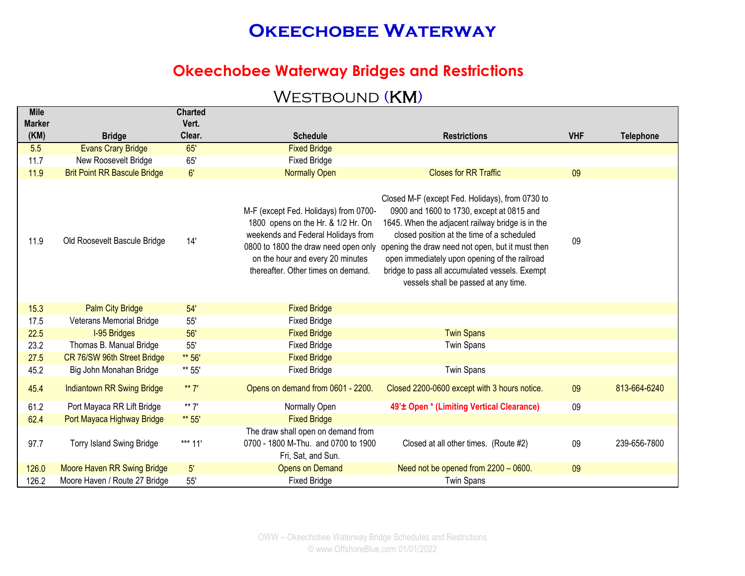# Okeechobee Waterway

## Okeechobee Waterway Bridges and Restrictions

### Westbound (KM)

| Mile Marker (KM) | Bridge | Charted Vert. Clear. | Schedule | Restrictions | VHF | Telephone |
|---|---|---|---|---|---|---|
| 5.5 | Evans Crary Bridge | 65' | Fixed Bridge | | | |
| 11.7 | New Roosevelt Bridge | 65' | Fixed Bridge | | | |
| 11.9 | Brit Point RR Bascule Bridge | 6' | Normally Open | Closes for RR Traffic | 09 | |
| 11.9 | Old Roosevelt Bascule Bridge | 14' | M-F (except Fed. Holidays) from 0700-1800 opens on the Hr. & 1/2 Hr. On weekends and Federal Holidays from 0800 to 1800 the draw need open only on the hour and every 20 minutes thereafter. Other times on demand. | Closed M-F (except Fed. Holidays), from 0730 to 0900 and 1600 to 1730, except at 0815 and 1645. When the adjacent railway bridge is in the closed position at the time of a scheduled opening the draw need not open, but it must then open immediately upon opening of the railroad bridge to pass all accumulated vessels. Exempt vessels shall be passed at any time. | 09 | |
| 15.3 | Palm City Bridge | 54' | Fixed Bridge | | | |
| 17.5 | Veterans Memorial Bridge | 55' | Fixed Bridge | | | |
| 22.5 | I-95 Bridges | 56' | Fixed Bridge | Twin Spans | | |
| 23.2 | Thomas B. Manual Bridge | 55' | Fixed Bridge | Twin Spans | | |
| 27.5 | CR 76/SW 96th Street Bridge | ** 56' | Fixed Bridge | | | |
| 45.2 | Big John Monahan Bridge | ** 55' | Fixed Bridge | Twin Spans | | |
| 45.4 | Indiantown RR Swing Bridge | ** 7' | Opens on demand from 0601 - 2200. | Closed 2200-0600 except with 3 hours notice. | 09 | 813-664-6240 |
| 61.2 | Port Mayaca RR Lift Bridge | ** 7' | Normally Open | **49'± Open * (Limiting Vertical Clearance)** | 09 | |
| 62.4 | Port Mayaca Highway Bridge | ** 55' | Fixed Bridge | | | |
| 97.7 | Torry Island Swing Bridge | *** 11' | The draw shall open on demand from 0700 - 1800 M-Thu. and 0700 to 1900 Fri, Sat, and Sun. | Closed at all other times. (Route #2) | 09 | 239-656-7800 |
| 126.0 | Moore Haven RR Swing Bridge | 5' | Opens on Demand | Need not be opened from 2200 – 0600. | 09 | |
| 126.2 | Moore Haven / Route 27 Bridge | 55' | Fixed Bridge | Twin Spans | | |

OWW – Okeechobee Waterway Bridge Schedules and Restrictions
© www.OffshoreBlue.com 01/01/2022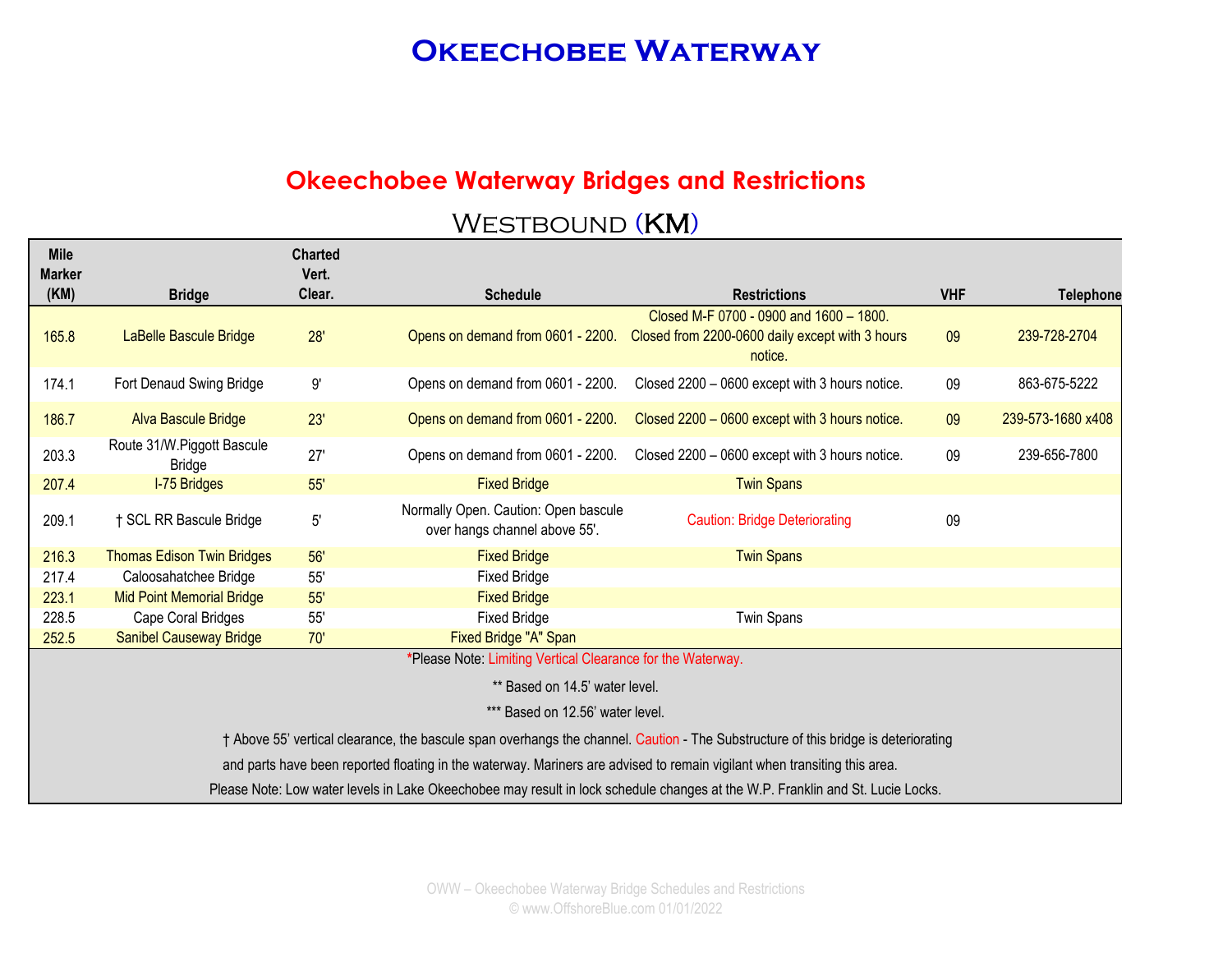# Okeechobee Waterway

## Okeechobee Waterway Bridges and Restrictions

### Westbound (KM)

| Mile Marker (KM) | Bridge | Charted Vert. Clear. | Schedule | Restrictions | VHF | Telephone |
|---|---|---|---|---|---|---|
| 165.8 | LaBelle Bascule Bridge | 28' | Opens on demand from 0601 - 2200. | Closed M-F 0700 - 0900 and 1600 – 1800. Closed from 2200-0600 daily except with 3 hours notice. | 09 | 239-728-2704 |
| 174.1 | Fort Denaud Swing Bridge | 9' | Opens on demand from 0601 - 2200. | Closed 2200 – 0600 except with 3 hours notice. | 09 | 863-675-5222 |
| 186.7 | Alva Bascule Bridge | 23' | Opens on demand from 0601 - 2200. | Closed 2200 – 0600 except with 3 hours notice. | 09 | 239-573-1680 x408 |
| 203.3 | Route 31/W.Piggott Bascule Bridge | 27' | Opens on demand from 0601 - 2200. | Closed 2200 – 0600 except with 3 hours notice. | 09 | 239-656-7800 |
| 207.4 | I-75 Bridges | 55' | Fixed Bridge | Twin Spans | | |
| 209.1 | † SCL RR Bascule Bridge | 5' | Normally Open. Caution: Open bascule over hangs channel above 55'. | Caution: Bridge Deteriorating | 09 | |
| 216.3 | Thomas Edison Twin Bridges | 56' | Fixed Bridge | Twin Spans | | |
| 217.4 | Caloosahatchee Bridge | 55' | Fixed Bridge | | | |
| 223.1 | Mid Point Memorial Bridge | 55' | Fixed Bridge | | | |
| 228.5 | Cape Coral Bridges | 55' | Fixed Bridge | Twin Spans | | |
| 252.5 | Sanibel Causeway Bridge | 70' | Fixed Bridge "A" Span | | | |

*Please Note: Limiting Vertical Clearance for the Waterway.

** Based on 14.5' water level.

*** Based on 12.56' water level.

† Above 55' vertical clearance, the bascule span overhangs the channel. Caution - The Substructure of this bridge is deteriorating and parts have been reported floating in the waterway. Mariners are advised to remain vigilant when transiting this area.

Please Note: Low water levels in Lake Okeechobee may result in lock schedule changes at the W.P. Franklin and St. Lucie Locks.

OWW – Okeechobee Waterway Bridge Schedules and Restrictions
© www.OffshoreBlue.com 01/01/2022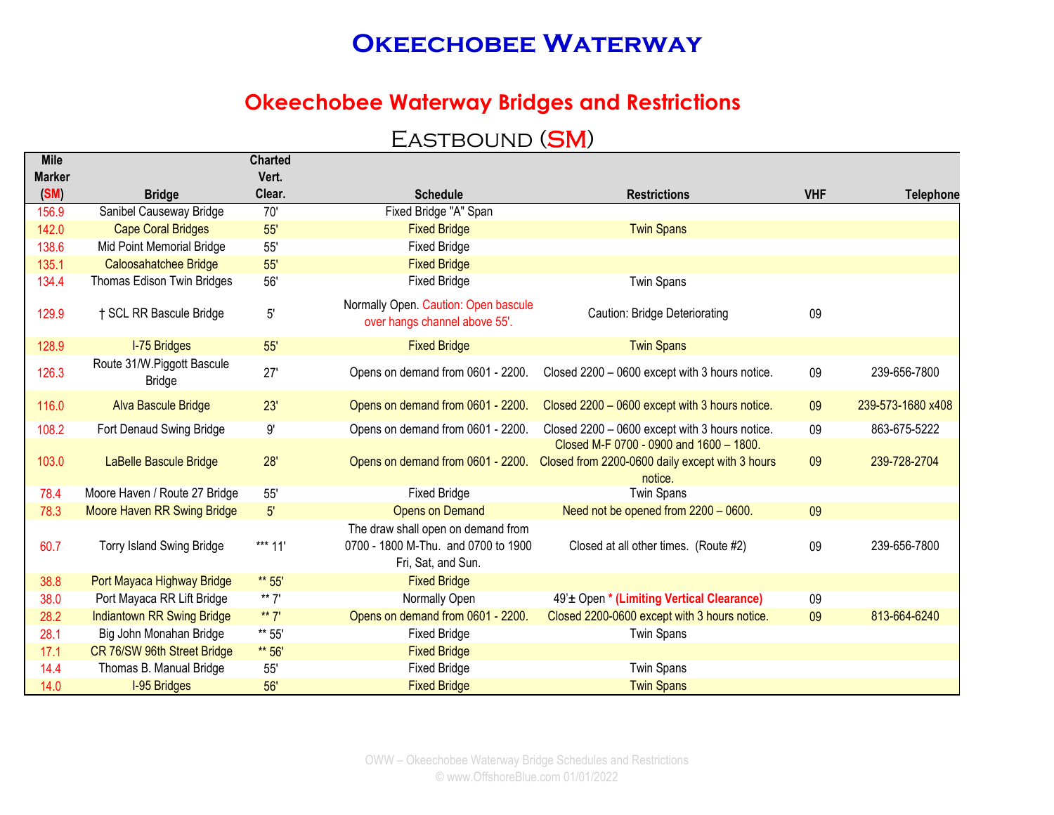# Okeechobee Waterway

## Okeechobee Waterway Bridges and Restrictions

### Eastbound (SM)

| Mile Marker (SM) | Bridge | Charted Vert. Clear. | Schedule | Restrictions | VHF | Telephone |
|---|---|---|---|---|---|---|
| 156.9 | Sanibel Causeway Bridge | 70' | Fixed Bridge "A" Span | | | |
| 142.0 | Cape Coral Bridges | 55' | Fixed Bridge | Twin Spans | | |
| 138.6 | Mid Point Memorial Bridge | 55' | Fixed Bridge | | | |
| 135.1 | Caloosahatchee Bridge | 55' | Fixed Bridge | | | |
| 134.4 | Thomas Edison Twin Bridges | 56' | Fixed Bridge | Twin Spans | | |
| 129.9 | † SCL RR Bascule Bridge | 5' | Normally Open. Caution: Open bascule over hangs channel above 55'. | Caution: Bridge Deteriorating | 09 | |
| 128.9 | I-75 Bridges | 55' | Fixed Bridge | Twin Spans | | |
| 126.3 | Route 31/W.Piggott Bascule Bridge | 27' | Opens on demand from 0601 - 2200. | Closed 2200 – 0600 except with 3 hours notice. | 09 | 239-656-7800 |
| 116.0 | Alva Bascule Bridge | 23' | Opens on demand from 0601 - 2200. | Closed 2200 – 0600 except with 3 hours notice. | 09 | 239-573-1680 x408 |
| 108.2 | Fort Denaud Swing Bridge | 9' | Opens on demand from 0601 - 2200. | Closed 2200 – 0600 except with 3 hours notice. | 09 | 863-675-5222 |
| 103.0 | LaBelle Bascule Bridge | 28' | Opens on demand from 0601 - 2200. | Closed M-F 0700 - 0900 and 1600 – 1800. Closed from 2200-0600 daily except with 3 hours notice. | 09 | 239-728-2704 |
| 78.4 | Moore Haven / Route 27 Bridge | 55' | Fixed Bridge | Twin Spans | | |
| 78.3 | Moore Haven RR Swing Bridge | 5' | Opens on Demand | Need not be opened from 2200 – 0600. | 09 | |
| 60.7 | Torry Island Swing Bridge | *** 11' | The draw shall open on demand from 0700 - 1800 M-Thu. and 0700 to 1900 Fri, Sat, and Sun. | Closed at all other times. (Route #2) | 09 | 239-656-7800 |
| 38.8 | Port Mayaca Highway Bridge | ** 55' | Fixed Bridge | | | |
| 38.0 | Port Mayaca RR Lift Bridge | ** 7' | Normally Open | 49'± Open * (Limiting Vertical Clearance) | 09 | |
| 28.2 | Indiantown RR Swing Bridge | ** 7' | Opens on demand from 0601 - 2200. | Closed 2200-0600 except with 3 hours notice. | 09 | 813-664-6240 |
| 28.1 | Big John Monahan Bridge | ** 55' | Fixed Bridge | Twin Spans | | |
| 17.1 | CR 76/SW 96th Street Bridge | ** 56' | Fixed Bridge | | | |
| 14.4 | Thomas B. Manual Bridge | 55' | Fixed Bridge | Twin Spans | | |
| 14.0 | I-95 Bridges | 56' | Fixed Bridge | Twin Spans | | |

OWW – Okeechobee Waterway Bridge Schedules and Restrictions
© www.OffshoreBlue.com 01/01/2022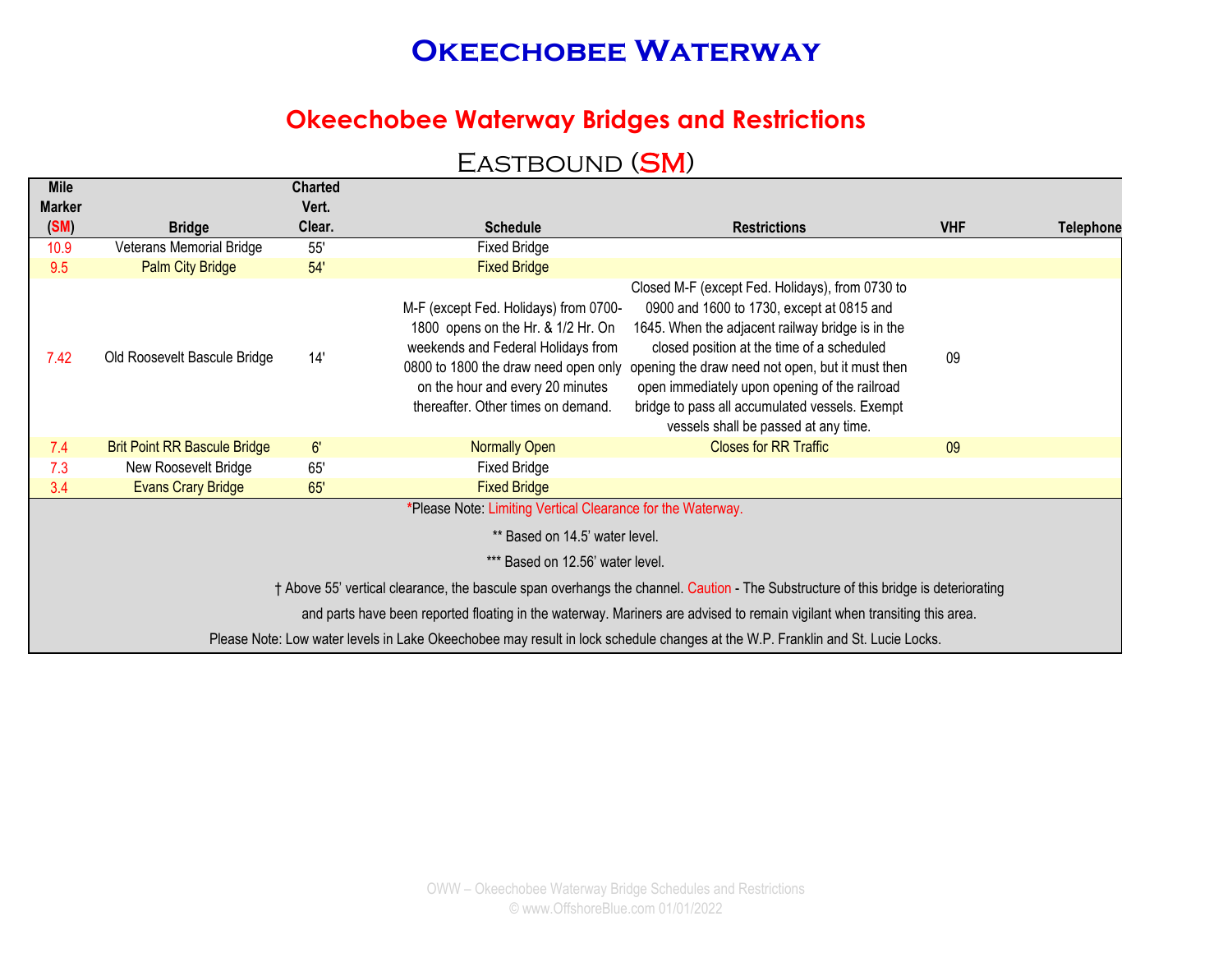# Okeechobee Waterway

## Okeechobee Waterway Bridges and Restrictions

### Eastbound (SM)

| Mile Marker (SM) | Bridge | Charted Vert. Clear. | Schedule | Restrictions | VHF | Telephone |
|---|---|---|---|---|---|---|
| 10.9 | Veterans Memorial Bridge | 55' | Fixed Bridge | | | |
| 9.5 | Palm City Bridge | 54' | Fixed Bridge | | | |
| 7.42 | Old Roosevelt Bascule Bridge | 14' | M-F (except Fed. Holidays) from 0700-1800 opens on the Hr. & 1/2 Hr. On weekends and Federal Holidays from 0800 to 1800 the draw need open only on the hour and every 20 minutes thereafter. Other times on demand. | Closed M-F (except Fed. Holidays), from 0730 to 0900 and 1600 to 1730, except at 0815 and 1645. When the adjacent railway bridge is in the closed position at the time of a scheduled opening the draw need not open, but it must then open immediately upon opening of the railroad bridge to pass all accumulated vessels. Exempt vessels shall be passed at any time. | 09 | |
| 7.4 | Brit Point RR Bascule Bridge | 6' | Normally Open | Closes for RR Traffic | 09 | |
| 7.3 | New Roosevelt Bridge | 65' | Fixed Bridge | | | |
| 3.4 | Evans Crary Bridge | 65' | Fixed Bridge | | | |

*Please Note: Limiting Vertical Clearance for the Waterway.

** Based on 14.5' water level.

*** Based on 12.56' water level.

† Above 55' vertical clearance, the bascule span overhangs the channel. Caution - The Substructure of this bridge is deteriorating and parts have been reported floating in the waterway. Mariners are advised to remain vigilant when transiting this area.

Please Note: Low water levels in Lake Okeechobee may result in lock schedule changes at the W.P. Franklin and St. Lucie Locks.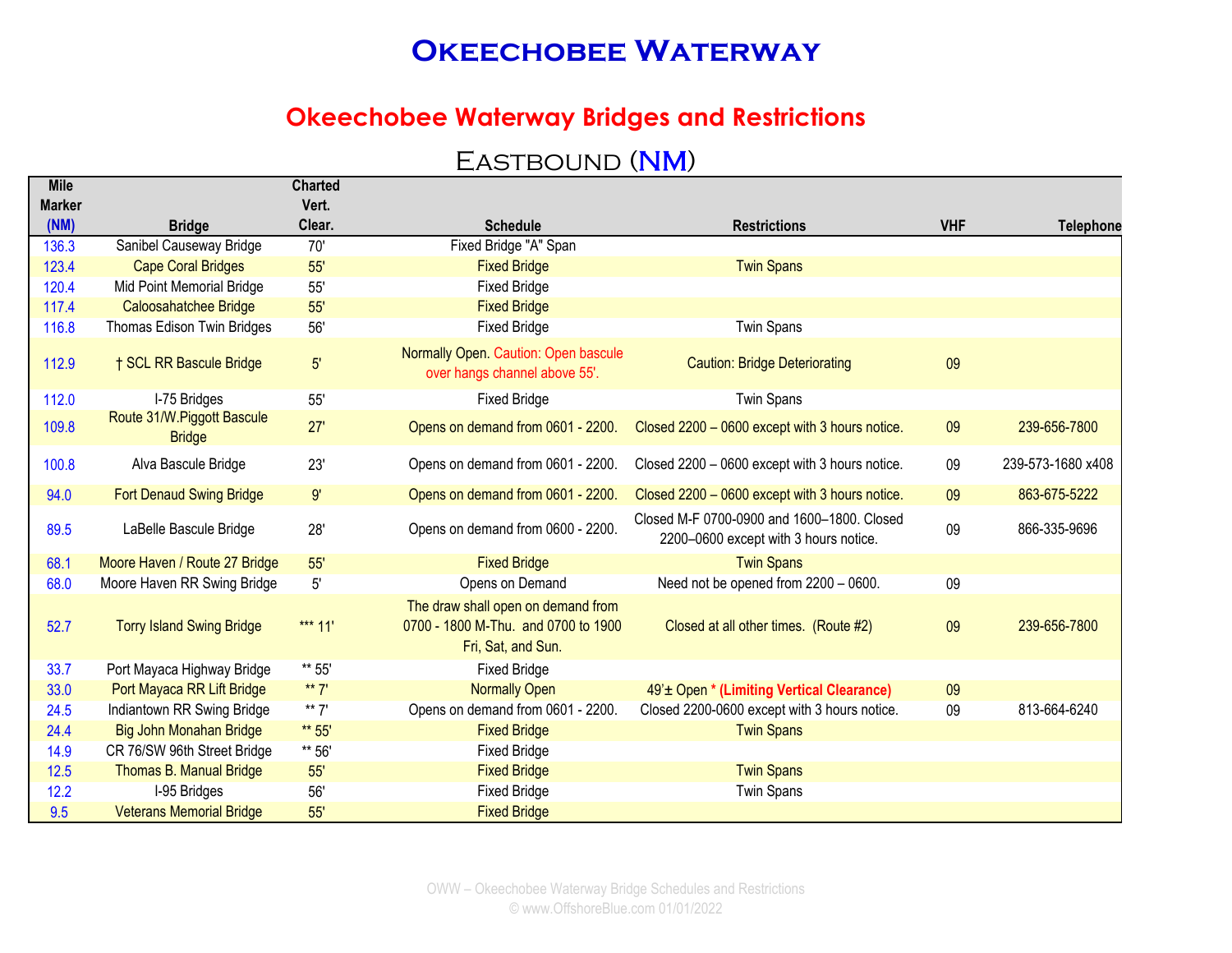# Okeechobee Waterway

## Okeechobee Waterway Bridges and Restrictions

### Eastbound (NM)

| Mile Marker (NM) | Bridge | Charted Vert. Clear. | Schedule | Restrictions | VHF | Telephone |
|---|---|---|---|---|---|---|
| 136.3 | Sanibel Causeway Bridge | 70' | Fixed Bridge "A" Span | | | |
| 123.4 | Cape Coral Bridges | 55' | Fixed Bridge | Twin Spans | | |
| 120.4 | Mid Point Memorial Bridge | 55' | Fixed Bridge | | | |
| 117.4 | Caloosahatchee Bridge | 55' | Fixed Bridge | | | |
| 116.8 | Thomas Edison Twin Bridges | 56' | Fixed Bridge | Twin Spans | | |
| 112.9 | † SCL RR Bascule Bridge | 5' | Normally Open. Caution: Open bascule over hangs channel above 55'. | Caution: Bridge Deteriorating | 09 | |
| 112.0 | I-75 Bridges | 55' | Fixed Bridge | Twin Spans | | |
| 109.8 | Route 31/W.Piggott Bascule Bridge | 27' | Opens on demand from 0601 - 2200. | Closed 2200 – 0600 except with 3 hours notice. | 09 | 239-656-7800 |
| 100.8 | Alva Bascule Bridge | 23' | Opens on demand from 0601 - 2200. | Closed 2200 – 0600 except with 3 hours notice. | 09 | 239-573-1680 x408 |
| 94.0 | Fort Denaud Swing Bridge | 9' | Opens on demand from 0601 - 2200. | Closed 2200 – 0600 except with 3 hours notice. | 09 | 863-675-5222 |
| 89.5 | LaBelle Bascule Bridge | 28' | Opens on demand from 0600 - 2200. | Closed M-F 0700-0900 and 1600–1800. Closed 2200–0600 except with 3 hours notice. | 09 | 866-335-9696 |
| 68.1 | Moore Haven / Route 27 Bridge | 55' | Fixed Bridge | Twin Spans | | |
| 68.0 | Moore Haven RR Swing Bridge | 5' | Opens on Demand | Need not be opened from 2200 – 0600. | 09 | |
| 52.7 | Torry Island Swing Bridge | *** 11' | The draw shall open on demand from 0700 - 1800 M-Thu. and 0700 to 1900 Fri, Sat, and Sun. | Closed at all other times. (Route #2) | 09 | 239-656-7800 |
| 33.7 | Port Mayaca Highway Bridge | ** 55' | Fixed Bridge | | | |
| 33.0 | Port Mayaca RR Lift Bridge | ** 7' | Normally Open | 49'± Open **\* (Limiting Vertical Clearance)** | 09 | |
| 24.5 | Indiantown RR Swing Bridge | ** 7' | Opens on demand from 0601 - 2200. | Closed 2200-0600 except with 3 hours notice. | 09 | 813-664-6240 |
| 24.4 | Big John Monahan Bridge | ** 55' | Fixed Bridge | Twin Spans | | |
| 14.9 | CR 76/SW 96th Street Bridge | ** 56' | Fixed Bridge | | | |
| 12.5 | Thomas B. Manual Bridge | 55' | Fixed Bridge | Twin Spans | | |
| 12.2 | I-95 Bridges | 56' | Fixed Bridge | Twin Spans | | |
| 9.5 | Veterans Memorial Bridge | 55' | Fixed Bridge | | | |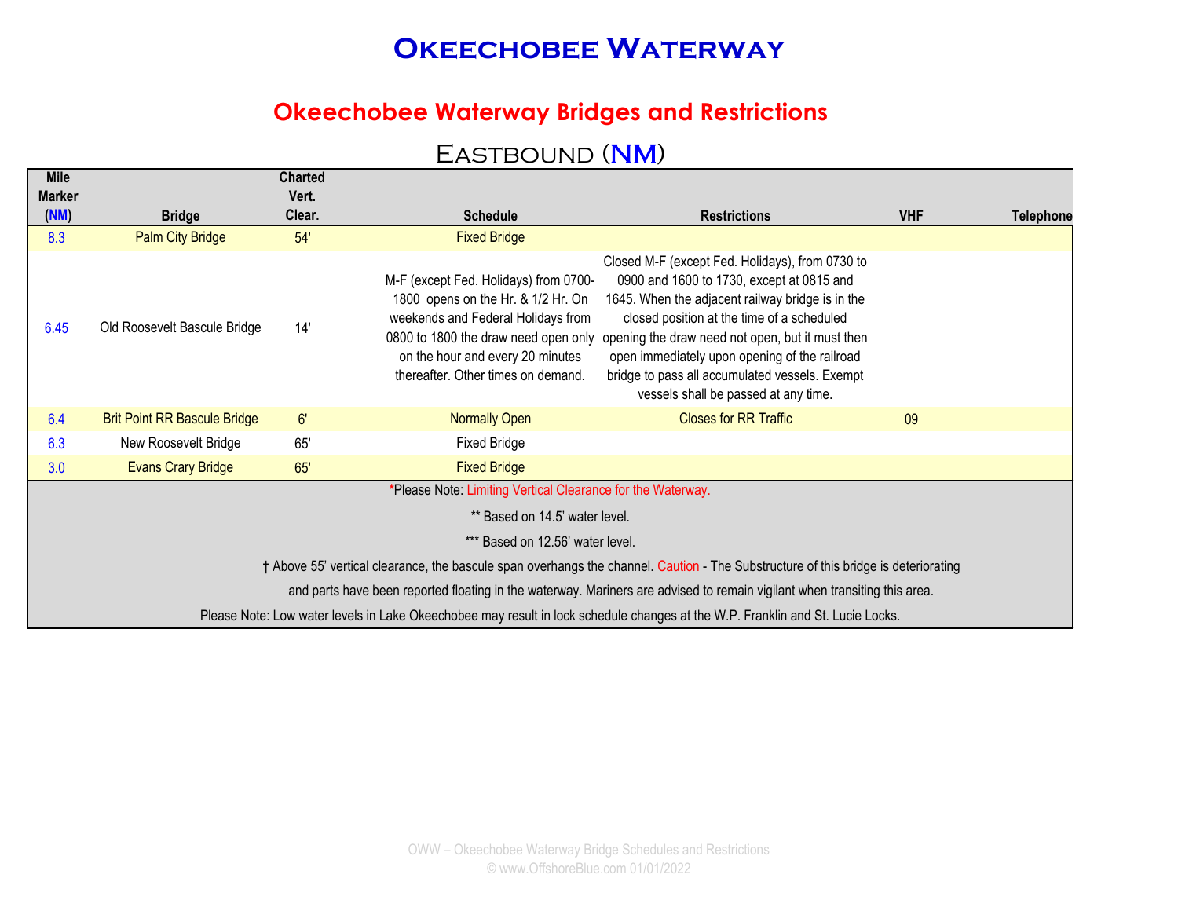# Okeechobee Waterway

## Okeechobee Waterway Bridges and Restrictions

### Eastbound (NM)

| Mile Marker (NM) | Bridge | Charted Vert. Clear. | Schedule | Restrictions | VHF | Telephone |
|---|---|---|---|---|---|---|
| 8.3 | Palm City Bridge | 54' | Fixed Bridge | | | |
| 6.45 | Old Roosevelt Bascule Bridge | 14' | M-F (except Fed. Holidays) from 0700-1800 opens on the Hr. & 1/2 Hr. On weekends and Federal Holidays from 0800 to 1800 the draw need open only on the hour and every 20 minutes thereafter. Other times on demand. | Closed M-F (except Fed. Holidays), from 0730 to 0900 and 1600 to 1730, except at 0815 and 1645. When the adjacent railway bridge is in the closed position at the time of a scheduled opening the draw need not open, but it must then open immediately upon opening of the railroad bridge to pass all accumulated vessels. Exempt vessels shall be passed at any time. | | |
| 6.4 | Brit Point RR Bascule Bridge | 6' | Normally Open | Closes for RR Traffic | 09 | |
| 6.3 | New Roosevelt Bridge | 65' | Fixed Bridge | | | |
| 3.0 | Evans Crary Bridge | 65' | Fixed Bridge | | | |

*Please Note: Limiting Vertical Clearance for the Waterway.

** Based on 14.5' water level.

*** Based on 12.56' water level.

† Above 55' vertical clearance, the bascule span overhangs the channel. Caution - The Substructure of this bridge is deteriorating and parts have been reported floating in the waterway. Mariners are advised to remain vigilant when transiting this area.

Please Note: Low water levels in Lake Okeechobee may result in lock schedule changes at the W.P. Franklin and St. Lucie Locks.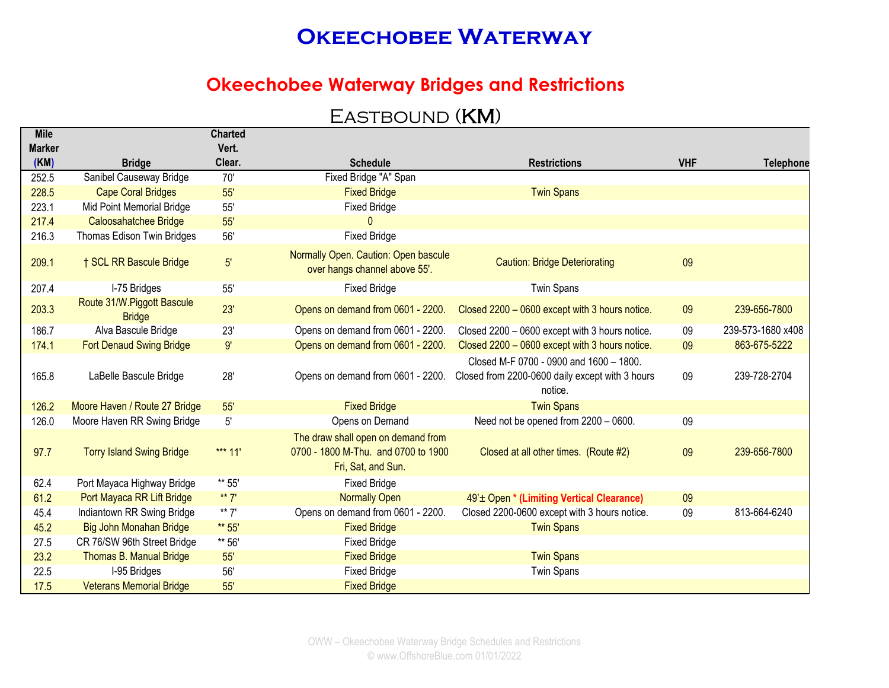# Okeechobee Waterway

## Okeechobee Waterway Bridges and Restrictions

### Eastbound (KM)

| Mile Marker (KM) | Bridge | Charted Vert. Clear. | Schedule | Restrictions | VHF | Telephone |
|---|---|---|---|---|---|---|
| 252.5 | Sanibel Causeway Bridge | 70' | Fixed Bridge "A" Span | | | |
| 228.5 | Cape Coral Bridges | 55' | Fixed Bridge | Twin Spans | | |
| 223.1 | Mid Point Memorial Bridge | 55' | Fixed Bridge | | | |
| 217.4 | Caloosahatchee Bridge | 55' | 0 | | | |
| 216.3 | Thomas Edison Twin Bridges | 56' | Fixed Bridge | | | |
| 209.1 | † SCL RR Bascule Bridge | 5' | Normally Open. Caution: Open bascule over hangs channel above 55'. | Caution: Bridge Deteriorating | 09 | |
| 207.4 | I-75 Bridges | 55' | Fixed Bridge | Twin Spans | | |
| 203.3 | Route 31/W.Piggott Bascule Bridge | 23' | Opens on demand from 0601 - 2200. | Closed 2200 – 0600 except with 3 hours notice. | 09 | 239-656-7800 |
| 186.7 | Alva Bascule Bridge | 23' | Opens on demand from 0601 - 2200. | Closed 2200 – 0600 except with 3 hours notice. | 09 | 239-573-1680 x408 |
| 174.1 | Fort Denaud Swing Bridge | 9' | Opens on demand from 0601 - 2200. | Closed 2200 – 0600 except with 3 hours notice. | 09 | 863-675-5222 |
| 165.8 | LaBelle Bascule Bridge | 28' | Opens on demand from 0601 - 2200. | Closed M-F 0700 - 0900 and 1600 – 1800. Closed from 2200-0600 daily except with 3 hours notice. | 09 | 239-728-2704 |
| 126.2 | Moore Haven / Route 27 Bridge | 55' | Fixed Bridge | Twin Spans | | |
| 126.0 | Moore Haven RR Swing Bridge | 5' | Opens on Demand | Need not be opened from 2200 – 0600. | 09 | |
| 97.7 | Torry Island Swing Bridge | *** 11' | The draw shall open on demand from 0700 - 1800 M-Thu. and 0700 to 1900 Fri, Sat, and Sun. | Closed at all other times. (Route #2) | 09 | 239-656-7800 |
| 62.4 | Port Mayaca Highway Bridge | ** 55' | Fixed Bridge | | | |
| 61.2 | Port Mayaca RR Lift Bridge | ** 7' | Normally Open | 49'± Open **\* (Limiting Vertical Clearance)** | 09 | |
| 45.4 | Indiantown RR Swing Bridge | ** 7' | Opens on demand from 0601 - 2200. | Closed 2200-0600 except with 3 hours notice. | 09 | 813-664-6240 |
| 45.2 | Big John Monahan Bridge | ** 55' | Fixed Bridge | Twin Spans | | |
| 27.5 | CR 76/SW 96th Street Bridge | ** 56' | Fixed Bridge | | | |
| 23.2 | Thomas B. Manual Bridge | 55' | Fixed Bridge | Twin Spans | | |
| 22.5 | I-95 Bridges | 56' | Fixed Bridge | Twin Spans | | |
| 17.5 | Veterans Memorial Bridge | 55' | Fixed Bridge | | | |

OWW – Okeechobee Waterway Bridge Schedules and Restrictions
© www.OffshoreBlue.com 01/01/2022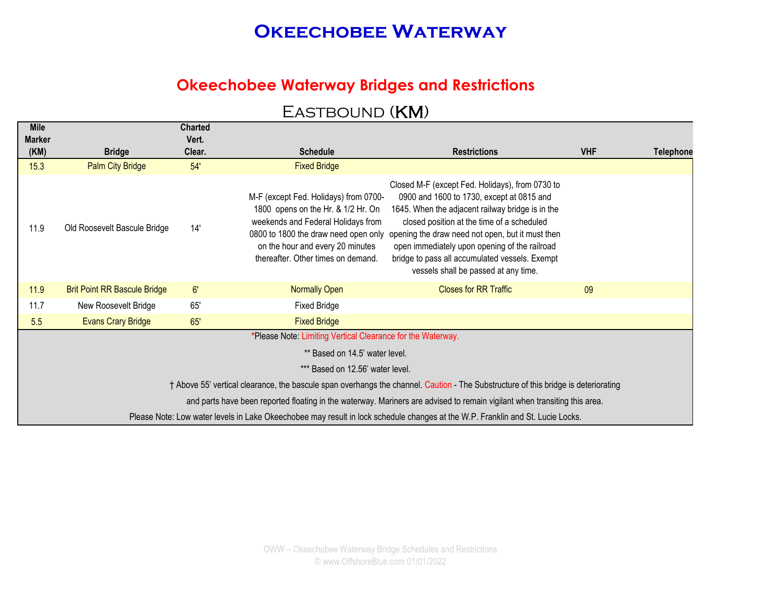# Okeechobee Waterway

## Okeechobee Waterway Bridges and Restrictions

### Eastbound (KM)

| Mile Marker (KM) | Bridge | Charted Vert. Clear. | Schedule | Restrictions | VHF | Telephone |
|---|---|---|---|---|---|---|
| 15.3 | Palm City Bridge | 54' | Fixed Bridge | | | |
| 11.9 | Old Roosevelt Bascule Bridge | 14' | M-F (except Fed. Holidays) from 0700-1800 opens on the Hr. & 1/2 Hr. On weekends and Federal Holidays from 0800 to 1800 the draw need open only on the hour and every 20 minutes thereafter. Other times on demand. | Closed M-F (except Fed. Holidays), from 0730 to 0900 and 1600 to 1730, except at 0815 and 1645. When the adjacent railway bridge is in the closed position at the time of a scheduled opening the draw need not open, but it must then open immediately upon opening of the railroad bridge to pass all accumulated vessels. Exempt vessels shall be passed at any time. | | |
| 11.9 | Brit Point RR Bascule Bridge | 6' | Normally Open | Closes for RR Traffic | 09 | |
| 11.7 | New Roosevelt Bridge | 65' | Fixed Bridge | | | |
| 5.5 | Evans Crary Bridge | 65' | Fixed Bridge | | | |

*Please Note: Limiting Vertical Clearance for the Waterway.

** Based on 14.5' water level.

*** Based on 12.56' water level.

† Above 55' vertical clearance, the bascule span overhangs the channel. Caution - The Substructure of this bridge is deteriorating and parts have been reported floating in the waterway. Mariners are advised to remain vigilant when transiting this area.

Please Note: Low water levels in Lake Okeechobee may result in lock schedule changes at the W.P. Franklin and St. Lucie Locks.